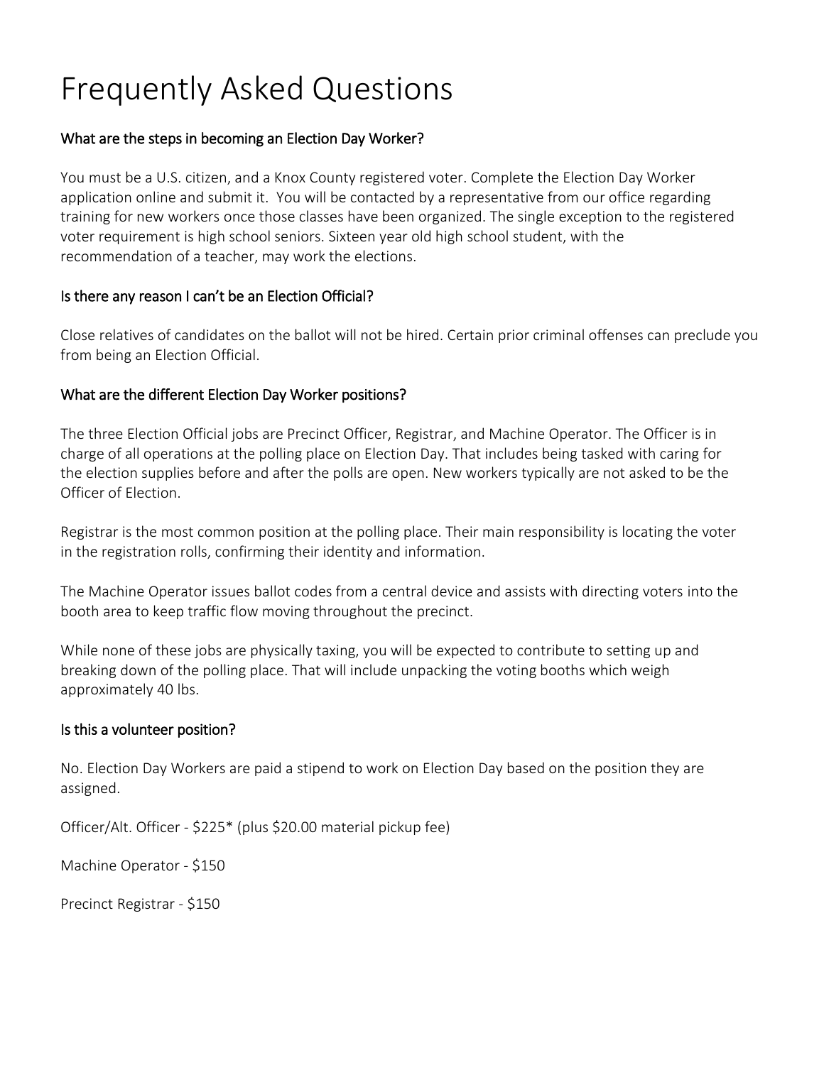# Frequently Asked Questions

### What are the steps in becoming an Election Day Worker?

You must be a U.S. citizen, and a Knox County registered voter. Complete the Election Day Worker application online and submit it. You will be contacted by a representative from our office regarding training for new workers once those classes have been organized. The single exception to the registered voter requirement is high school seniors. Sixteen year old high school student, with the recommendation of a teacher, may work the elections.

### Is there any reason I can't be an Election Official?

Close relatives of candidates on the ballot will not be hired. Certain prior criminal offenses can preclude you from being an Election Official.

### What are the different Election Day Worker positions?

The three Election Official jobs are Precinct Officer, Registrar, and Machine Operator. The Officer is in charge of all operations at the polling place on Election Day. That includes being tasked with caring for the election supplies before and after the polls are open. New workers typically are not asked to be the Officer of Election.

Registrar is the most common position at the polling place. Their main responsibility is locating the voter in the registration rolls, confirming their identity and information.

The Machine Operator issues ballot codes from a central device and assists with directing voters into the booth area to keep traffic flow moving throughout the precinct.

While none of these jobs are physically taxing, you will be expected to contribute to setting up and breaking down of the polling place. That will include unpacking the voting booths which weigh approximately 40 lbs.

### Is this a volunteer position?

No. Election Day Workers are paid a stipend to work on Election Day based on the position they are assigned.

Officer/Alt. Officer - $225* (plus $20.00 material pickup fee)

Machine Operator - $150

Precinct Registrar - $150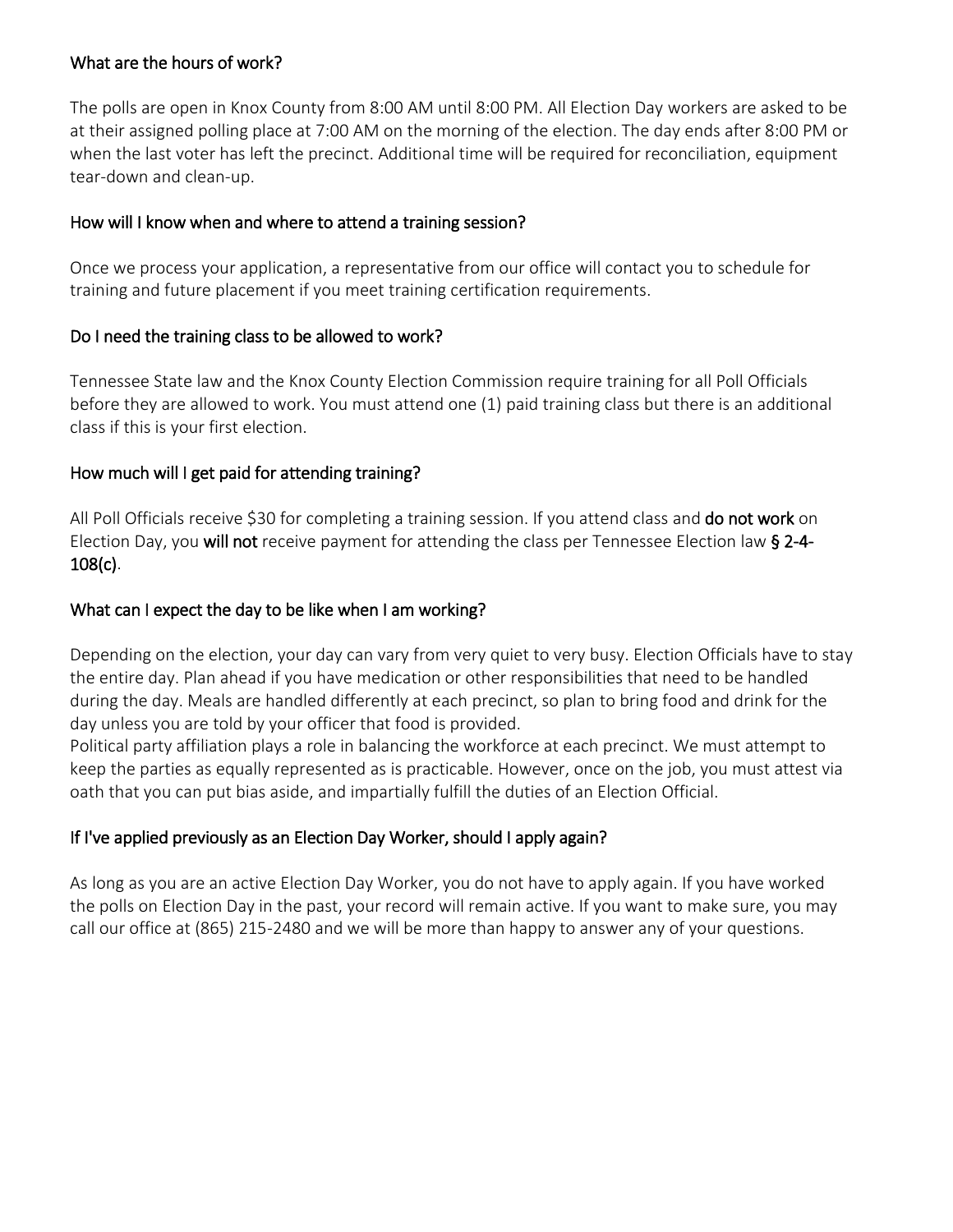### What are the hours of work?

The polls are open in Knox County from 8:00 AM until 8:00 PM. All Election Day workers are asked to be at their assigned polling place at 7:00 AM on the morning of the election. The day ends after 8:00 PM or when the last voter has left the precinct. Additional time will be required for reconciliation, equipment tear-down and clean-up.

### How will I know when and where to attend a training session?

Once we process your application, a representative from our office will contact you to schedule for training and future placement if you meet training certification requirements.

### Do I need the training class to be allowed to work?

Tennessee State law and the Knox County Election Commission require training for all Poll Officials before they are allowed to work. You must attend one (1) paid training class but there is an additional class if this is your first election.

### How much will I get paid for attending training?

All Poll Officials receive $30 for completing a training session. If you attend class and **do not work** on Election Day, you **will not** receive payment for attending the class per Tennessee Election law **§ 2-4-108(c)**.

### What can I expect the day to be like when I am working?

Depending on the election, your day can vary from very quiet to very busy. Election Officials have to stay the entire day. Plan ahead if you have medication or other responsibilities that need to be handled during the day. Meals are handled differently at each precinct, so plan to bring food and drink for the day unless you are told by your officer that food is provided.

Political party affiliation plays a role in balancing the workforce at each precinct. We must attempt to keep the parties as equally represented as is practicable. However, once on the job, you must attest via oath that you can put bias aside, and impartially fulfill the duties of an Election Official.

### If I've applied previously as an Election Day Worker, should I apply again?

As long as you are an active Election Day Worker, you do not have to apply again. If you have worked the polls on Election Day in the past, your record will remain active. If you want to make sure, you may call our office at (865) 215-2480 and we will be more than happy to answer any of your questions.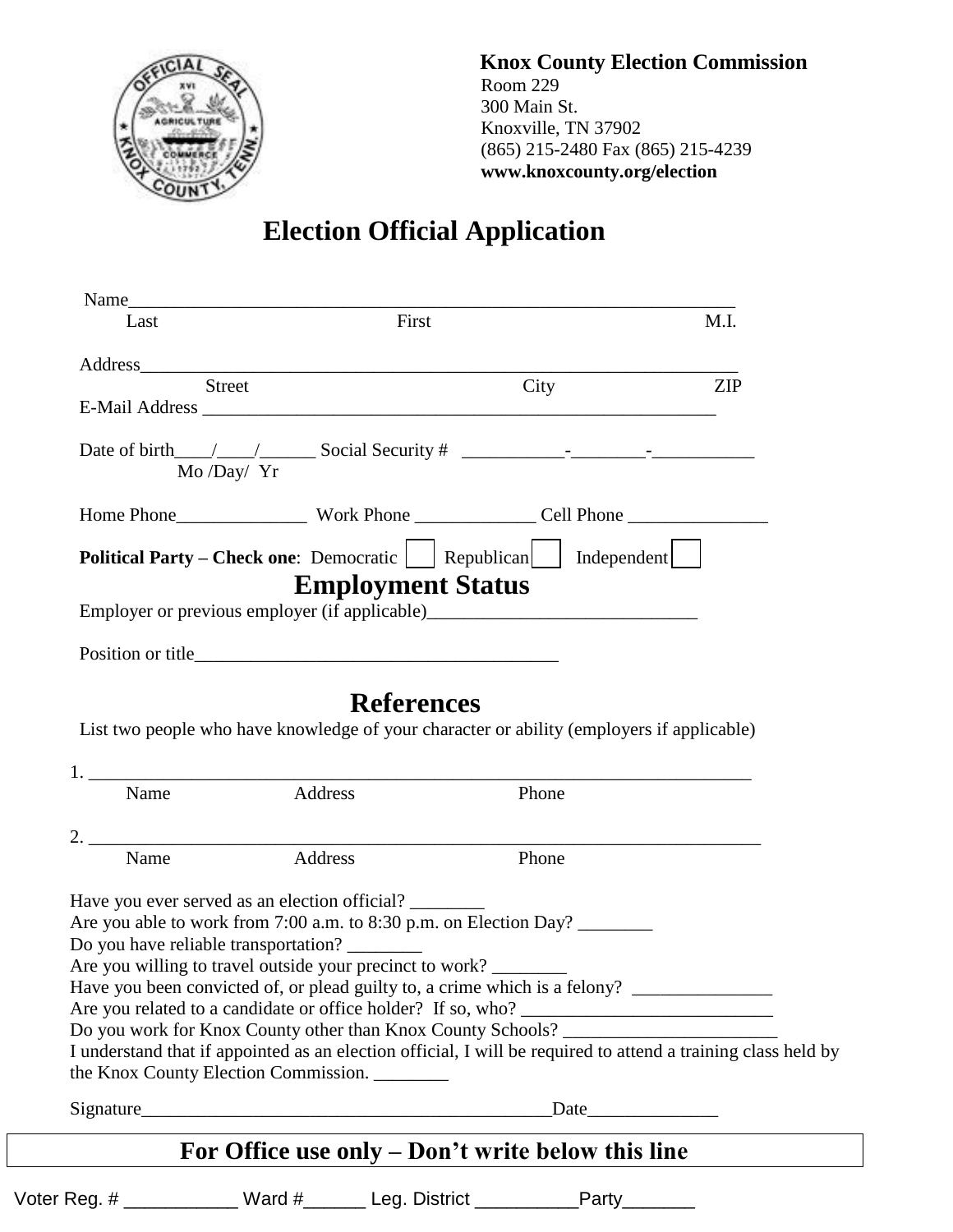**Knox County Election Commission**
Room 229
300 Main St.
Knoxville, TN 37902
(865) 215-2480 Fax (865) 215-4239
**www.knoxcounty.org/election**

# Election Official Application

Name_________________________________________________________________
Last                                        First                                        M.I.

Address_______________________________________________________________
Street                                        City                                        ZIP

E-Mail Address _________________________________________________________

Date of birth____/____/______ Social Security # ___________-________-___________
Mo /Day/ Yr

Home Phone______________ Work Phone _____________ Cell Phone _______________

**Political Party – Check one**: Democratic ☐ Republican ☐ Independent ☐

## Employment Status

Employer or previous employer (if applicable)_____________________________

Position or title_______________________________________

## References

List two people who have knowledge of your character or ability (employers if applicable)

1. ________________________________________________________________________
Name                    Address                    Phone

2. ________________________________________________________________________
Name                    Address                    Phone

Have you ever served as an election official? ________
Are you able to work from 7:00 a.m. to 8:30 p.m. on Election Day? ________
Do you have reliable transportation? ________
Are you willing to travel outside your precinct to work? ________
Have you been convicted of, or plead guilty to, a crime which is a felony? _______________
Are you related to a candidate or office holder? If so, who? ___________________________
Do you work for Knox County other than Knox County Schools? _______________________
I understand that if appointed as an election official, I will be required to attend a training class held by the Knox County Election Commission. ________

Signature____________________________________________Date______________

## For Office use only – Don't write below this line

Voter Reg. # ___________ Ward #______ Leg. District __________Party_______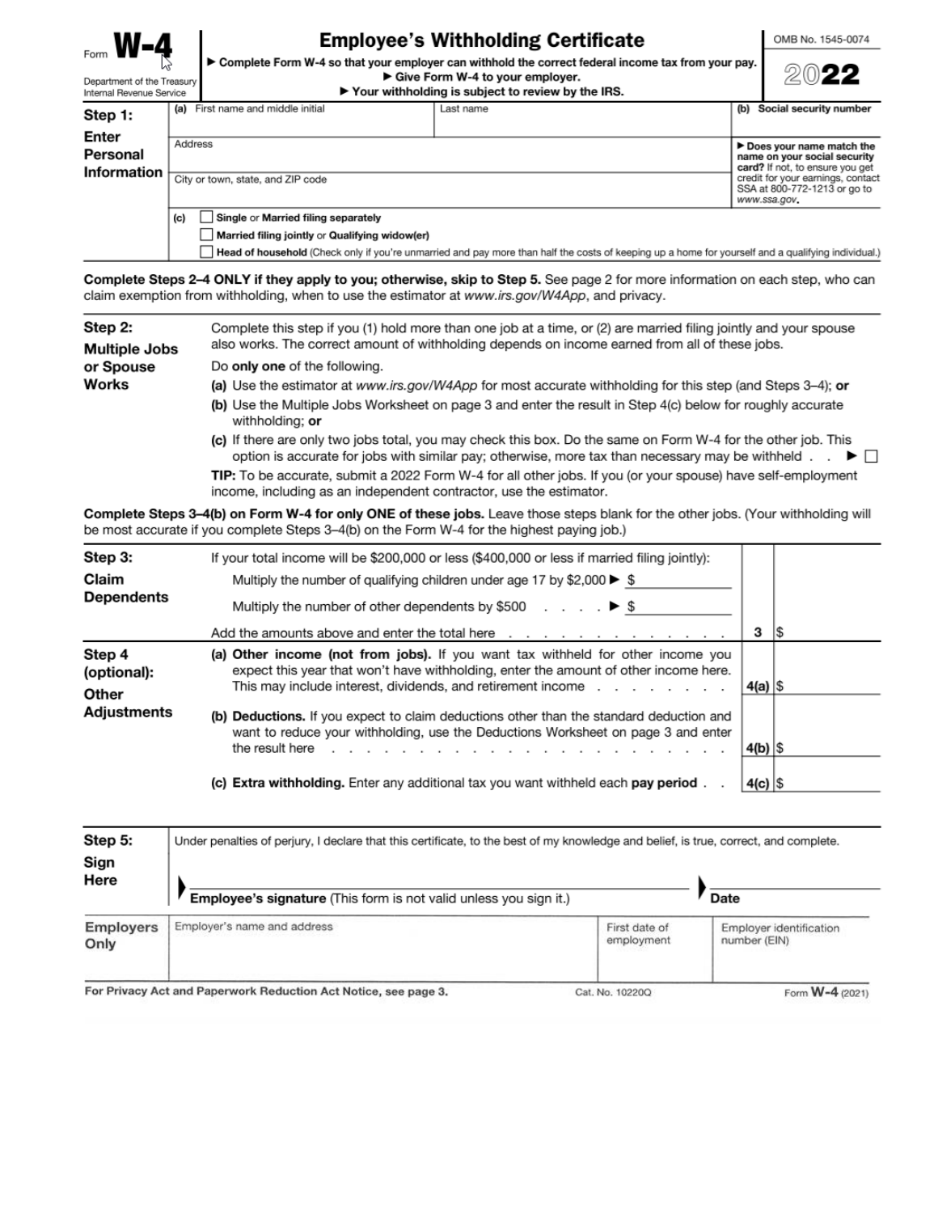Form **W-4**

Department of the Treasury
Internal Revenue Service

# Employee's Withholding Certificate

▶ Complete Form W-4 so that your employer can withhold the correct federal income tax from your pay.
▶ Give Form W-4 to your employer.
▶ Your withholding is subject to review by the IRS.

OMB No. 1545-0074

**2022**

## Step 1: Enter Personal Information

(a) First name and middle initial | Last name | **(b) Social security number**

Address

City or town, state, and ZIP code

▶ **Does your name match the name on your social security card?** If not, to ensure you get credit for your earnings, contact SSA at 800-772-1213 or go to *www.ssa.gov*.

(c) ☐ **Single** or **Married filing separately**
☐ **Married filing jointly** or **Qualifying widow(er)**
☐ **Head of household** (Check only if you're unmarried and pay more than half the costs of keeping up a home for yourself and a qualifying individual.)

**Complete Steps 2–4 ONLY if they apply to you; otherwise, skip to Step 5.** See page 2 for more information on each step, who can claim exemption from withholding, when to use the estimator at *www.irs.gov/W4App*, and privacy.

## Step 2: Multiple Jobs or Spouse Works

Complete this step if you (1) hold more than one job at a time, or (2) are married filing jointly and your spouse also works. The correct amount of withholding depends on income earned from all of these jobs.

Do **only one** of the following.

**(a)** Use the estimator at *www.irs.gov/W4App* for most accurate withholding for this step (and Steps 3–4); **or**

**(b)** Use the Multiple Jobs Worksheet on page 3 and enter the result in Step 4(c) below for roughly accurate withholding; **or**

**(c)** If there are only two jobs total, you may check this box. Do the same on Form W-4 for the other job. This option is accurate for jobs with similar pay; otherwise, more tax than necessary may be withheld . . ▶ ☐

**TIP:** To be accurate, submit a 2022 Form W-4 for all other jobs. If you (or your spouse) have self-employment income, including as an independent contractor, use the estimator.

**Complete Steps 3–4(b) on Form W-4 for only ONE of these jobs.** Leave those steps blank for the other jobs. (Your withholding will be most accurate if you complete Steps 3–4(b) on the Form W-4 for the highest paying job.)

## Step 3: Claim Dependents

If your total income will be $200,000 or less ($400,000 or less if married filing jointly):

Multiply the number of qualifying children under age 17 by $2,000 ▶ $ ________

Multiply the number of other dependents by $500 . . . . ▶ $ ________

Add the amounts above and enter the total here . . . . . . . . . . . . . . **3** $

## Step 4 (optional): Other Adjustments

**(a) Other income (not from jobs).** If you want tax withheld for other income you expect this year that won't have withholding, enter the amount of other income here. This may include interest, dividends, and retirement income . . . . . . . . **4(a)** $

**(b) Deductions.** If you expect to claim deductions other than the standard deduction and want to reduce your withholding, use the Deductions Worksheet on page 3 and enter the result here . . . . . . . . . . . . . . . . . . . . **4(b)** $

**(c) Extra withholding.** Enter any additional tax you want withheld each **pay period** . . **4(c)** $

## Step 5: Sign Here

Under penalties of perjury, I declare that this certificate, to the best of my knowledge and belief, is true, correct, and complete.

▶ **Employee's signature** (This form is not valid unless you sign it.) ▶ **Date**

## Employers Only

| Employer's name and address | First date of employment | Employer identification number (EIN) |
|---|---|---|
| | | |

**For Privacy Act and Paperwork Reduction Act Notice, see page 3.** Cat. No. 10220Q Form **W-4** (2021)